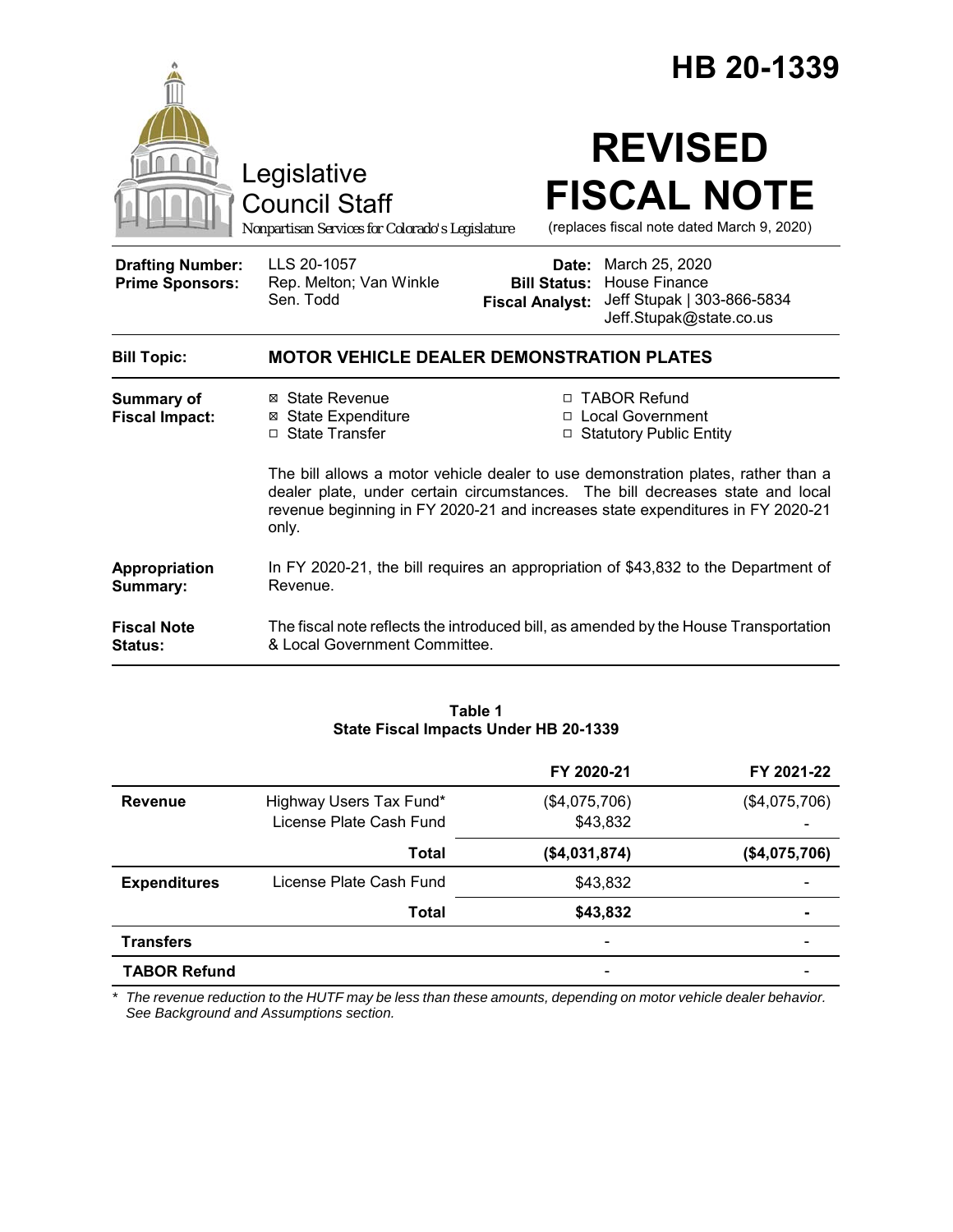# HB 20-1339

Legislative Council Staff

*Nonpartisan Services for Colorado's Legislature*

# REVISED FISCAL NOTE

(replaces fiscal note dated March 9, 2020)

| | | | |
|---|---|---|---|
| **Drafting Number:** | LLS 20-1057 | **Date:** | March 25, 2020 |
| **Prime Sponsors:** | Rep. Melton; Van Winkle<br>Sen. Todd | **Bill Status:** | House Finance |
| | | **Fiscal Analyst:** | Jeff Stupak \| 303-866-5834<br>Jeff.Stupak@state.co.us |

| | |
|---|---|
| **Bill Topic:** | **MOTOR VEHICLE DEALER DEMONSTRATION PLATES** |

**Summary of Fiscal Impact:**

- ☒ State Revenue
- ☒ State Expenditure
- ☐ State Transfer
- ☐ TABOR Refund
- ☐ Local Government
- ☐ Statutory Public Entity

The bill allows a motor vehicle dealer to use demonstration plates, rather than a dealer plate, under certain circumstances. The bill decreases state and local revenue beginning in FY 2020-21 and increases state expenditures in FY 2020-21 only.

**Appropriation Summary:** In FY 2020-21, the bill requires an appropriation of $43,832 to the Department of Revenue.

**Fiscal Note Status:** The fiscal note reflects the introduced bill, as amended by the House Transportation & Local Government Committee.

**Table 1**
**State Fiscal Impacts Under HB 20-1339**

| | | FY 2020-21 | FY 2021-22 |
|---|---|---|---|
| **Revenue** | Highway Users Tax Fund* | ($4,075,706) | ($4,075,706) |
| | License Plate Cash Fund | $43,832 | - |
| | **Total** | **($4,031,874)** | **($4,075,706)** |
| **Expenditures** | License Plate Cash Fund | $43,832 | - |
| | **Total** | **$43,832** | **-** |
| **Transfers** | | - | - |
| **TABOR Refund** | | - | - |

*\* The revenue reduction to the HUTF may be less than these amounts, depending on motor vehicle dealer behavior. See Background and Assumptions section.*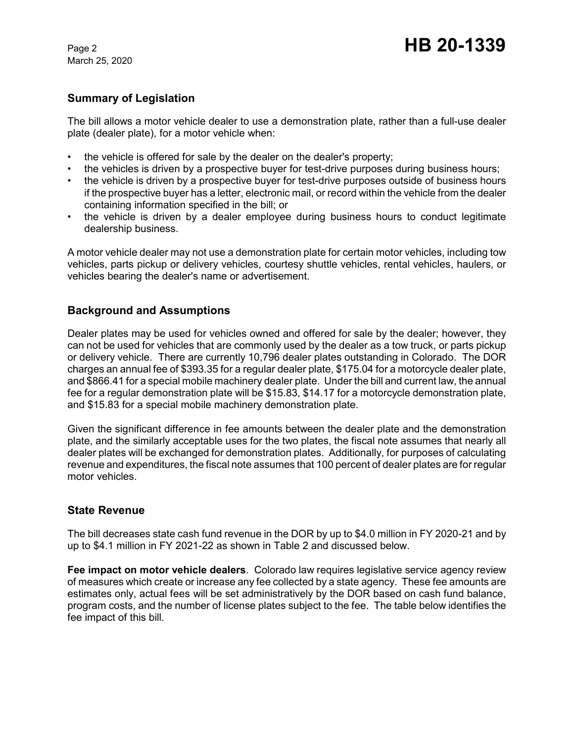## Summary of Legislation

The bill allows a motor vehicle dealer to use a demonstration plate, rather than a full-use dealer plate (dealer plate), for a motor vehicle when:

- the vehicle is offered for sale by the dealer on the dealer's property;
- the vehicles is driven by a prospective buyer for test-drive purposes during business hours;
- the vehicle is driven by a prospective buyer for test-drive purposes outside of business hours if the prospective buyer has a letter, electronic mail, or record within the vehicle from the dealer containing information specified in the bill; or
- the vehicle is driven by a dealer employee during business hours to conduct legitimate dealership business.

A motor vehicle dealer may not use a demonstration plate for certain motor vehicles, including tow vehicles, parts pickup or delivery vehicles, courtesy shuttle vehicles, rental vehicles, haulers, or vehicles bearing the dealer's name or advertisement.

## Background and Assumptions

Dealer plates may be used for vehicles owned and offered for sale by the dealer; however, they can not be used for vehicles that are commonly used by the dealer as a tow truck, or parts pickup or delivery vehicle. There are currently 10,796 dealer plates outstanding in Colorado. The DOR charges an annual fee of $393.35 for a regular dealer plate, $175.04 for a motorcycle dealer plate, and $866.41 for a special mobile machinery dealer plate. Under the bill and current law, the annual fee for a regular demonstration plate will be $15.83, $14.17 for a motorcycle demonstration plate, and $15.83 for a special mobile machinery demonstration plate.

Given the significant difference in fee amounts between the dealer plate and the demonstration plate, and the similarly acceptable uses for the two plates, the fiscal note assumes that nearly all dealer plates will be exchanged for demonstration plates. Additionally, for purposes of calculating revenue and expenditures, the fiscal note assumes that 100 percent of dealer plates are for regular motor vehicles.

## State Revenue

The bill decreases state cash fund revenue in the DOR by up to $4.0 million in FY 2020-21 and by up to $4.1 million in FY 2021-22 as shown in Table 2 and discussed below.

**Fee impact on motor vehicle dealers**. Colorado law requires legislative service agency review of measures which create or increase any fee collected by a state agency. These fee amounts are estimates only, actual fees will be set administratively by the DOR based on cash fund balance, program costs, and the number of license plates subject to the fee. The table below identifies the fee impact of this bill.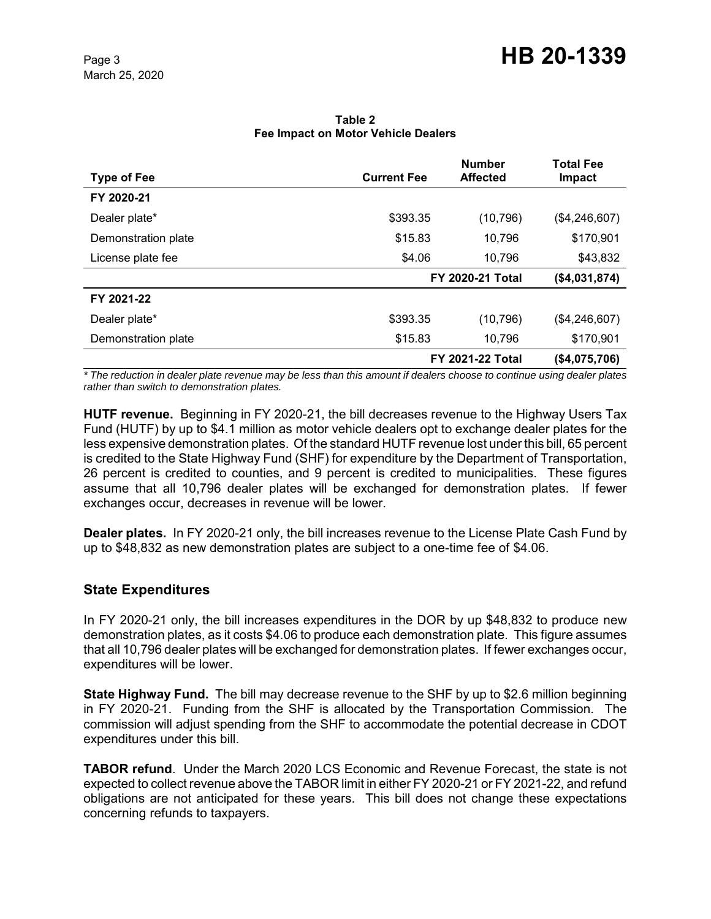**Table 2**
**Fee Impact on Motor Vehicle Dealers**

| Type of Fee | Current Fee | Number Affected | Total Fee Impact |
|---|---|---|---|
| **FY 2020-21** | | | |
| Dealer plate* | $393.35 | (10,796) | ($4,246,607) |
| Demonstration plate | $15.83 | 10,796 | $170,901 |
| License plate fee | $4.06 | 10,796 | $43,832 |
| | | **FY 2020-21 Total** | **($4,031,874)** |
| **FY 2021-22** | | | |
| Dealer plate* | $393.35 | (10,796) | ($4,246,607) |
| Demonstration plate | $15.83 | 10,796 | $170,901 |
| | | **FY 2021-22 Total** | **($4,075,706)** |

*\* The reduction in dealer plate revenue may be less than this amount if dealers choose to continue using dealer plates rather than switch to demonstration plates.*

**HUTF revenue.** Beginning in FY 2020-21, the bill decreases revenue to the Highway Users Tax Fund (HUTF) by up to $4.1 million as motor vehicle dealers opt to exchange dealer plates for the less expensive demonstration plates. Of the standard HUTF revenue lost under this bill, 65 percent is credited to the State Highway Fund (SHF) for expenditure by the Department of Transportation, 26 percent is credited to counties, and 9 percent is credited to municipalities. These figures assume that all 10,796 dealer plates will be exchanged for demonstration plates. If fewer exchanges occur, decreases in revenue will be lower.

**Dealer plates.** In FY 2020-21 only, the bill increases revenue to the License Plate Cash Fund by up to $48,832 as new demonstration plates are subject to a one-time fee of $4.06.

## State Expenditures

In FY 2020-21 only, the bill increases expenditures in the DOR by up $48,832 to produce new demonstration plates, as it costs $4.06 to produce each demonstration plate. This figure assumes that all 10,796 dealer plates will be exchanged for demonstration plates. If fewer exchanges occur, expenditures will be lower.

**State Highway Fund.** The bill may decrease revenue to the SHF by up to $2.6 million beginning in FY 2020-21. Funding from the SHF is allocated by the Transportation Commission. The commission will adjust spending from the SHF to accommodate the potential decrease in CDOT expenditures under this bill.

**TABOR refund**. Under the March 2020 LCS Economic and Revenue Forecast, the state is not expected to collect revenue above the TABOR limit in either FY 2020-21 or FY 2021-22, and refund obligations are not anticipated for these years. This bill does not change these expectations concerning refunds to taxpayers.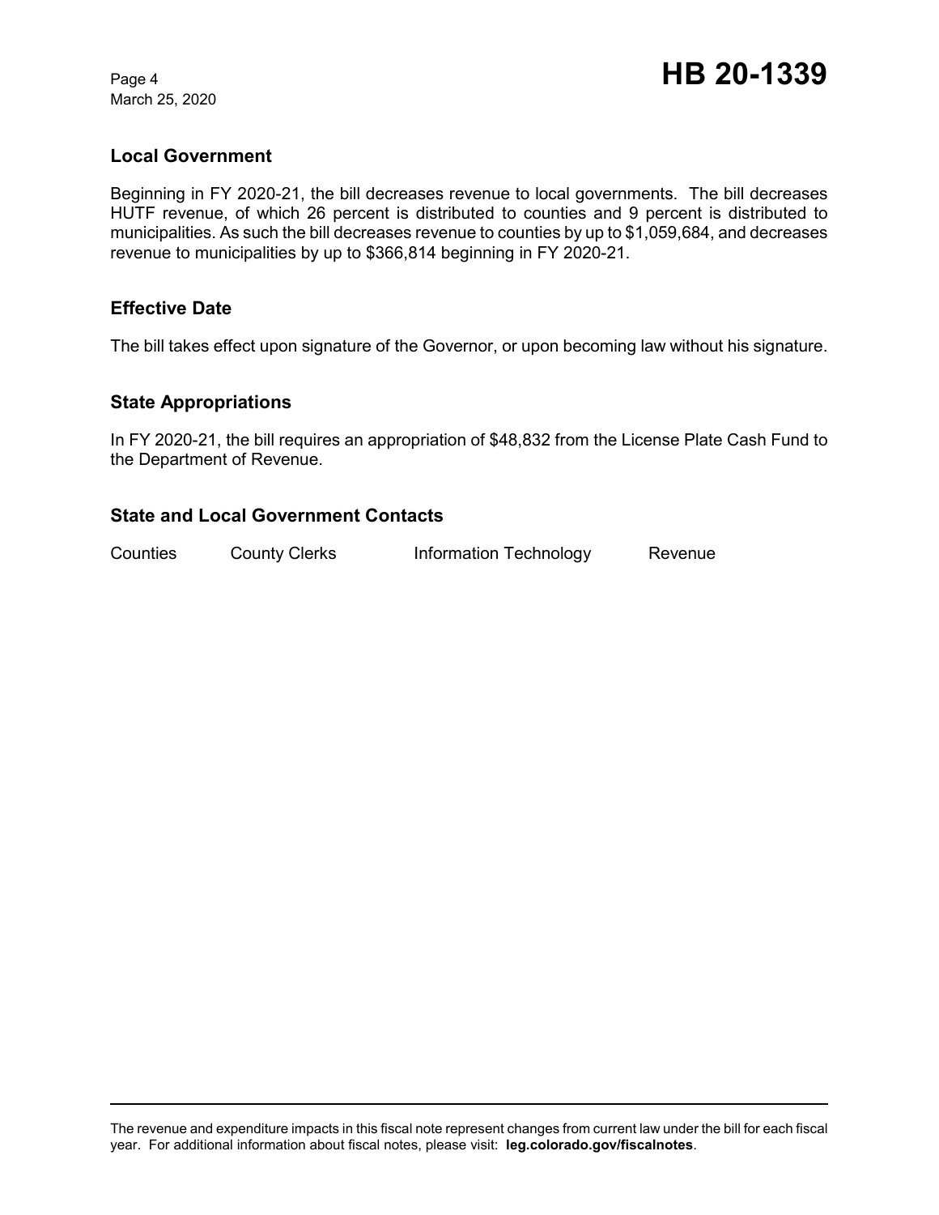## Local Government

Beginning in FY 2020-21, the bill decreases revenue to local governments. The bill decreases HUTF revenue, of which 26 percent is distributed to counties and 9 percent is distributed to municipalities. As such the bill decreases revenue to counties by up to $1,059,684, and decreases revenue to municipalities by up to $366,814 beginning in FY 2020-21.

## Effective Date

The bill takes effect upon signature of the Governor, or upon becoming law without his signature.

## State Appropriations

In FY 2020-21, the bill requires an appropriation of $48,832 from the License Plate Cash Fund to the Department of Revenue.

## State and Local Government Contacts

| | | | |
|---|---|---|---|
| Counties | County Clerks | Information Technology | Revenue |

The revenue and expenditure impacts in this fiscal note represent changes from current law under the bill for each fiscal year. For additional information about fiscal notes, please visit: **leg.colorado.gov/fiscalnotes**.